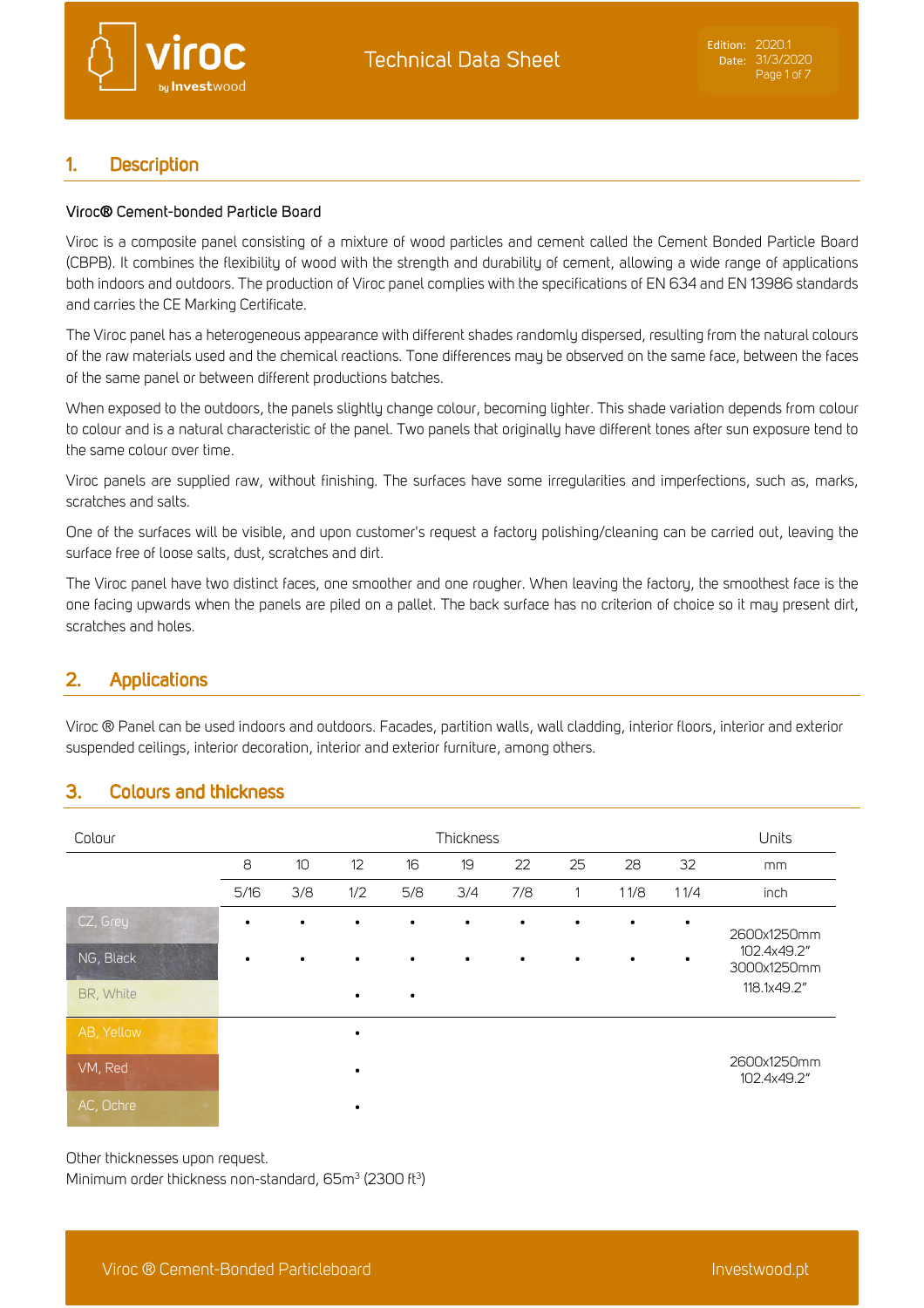## 1. Description

**Viroc® Cement-bonded Particle Board**

Viroc is a composite panel consisting of a mixture of wood particles and cement called the Cement Bonded Particle Board (CBPB). It combines the flexibility of wood with the strength and durability of cement, allowing a wide range of applications both indoors and outdoors. The production of Viroc panel complies with the specifications of EN 634 and EN 13986 standards and carries the CE Marking Certificate.

The Viroc panel has a heterogeneous appearance with different shades randomly dispersed, resulting from the natural colours of the raw materials used and the chemical reactions. Tone differences may be observed on the same face, between the faces of the same panel or between different productions batches.

When exposed to the outdoors, the panels slightly change colour, becoming lighter. This shade variation depends from colour to colour and is a natural characteristic of the panel. Two panels that originally have different tones after sun exposure tend to the same colour over time.

Viroc panels are supplied raw, without finishing. The surfaces have some irregularities and imperfections, such as, marks, scratches and salts.

One of the surfaces will be visible, and upon customer's request a factory polishing/cleaning can be carried out, leaving the surface free of loose salts, dust, scratches and dirt.

The Viroc panel have two distinct faces, one smoother and one rougher. When leaving the factory, the smoothest face is the one facing upwards when the panels are piled on a pallet. The back surface has no criterion of choice so it may present dirt, scratches and holes.

## 2. Applications

Viroc ® Panel can be used indoors and outdoors. Facades, partition walls, wall cladding, interior floors, interior and exterior suspended ceilings, interior decoration, interior and exterior furniture, among others.

## 3. Colours and thickness

| Colour | Thickness | | | | | | | | | Units |
|---|---|---|---|---|---|---|---|---|---|---|
| | 8 | 10 | 12 | 16 | 19 | 22 | 25 | 28 | 32 | mm |
| | 5/16 | 3/8 | 1/2 | 5/8 | 3/4 | 7/8 | 1 | 1 1/8 | 1 1/4 | inch |
| CZ, Grey | • | • | • | • | • | • | • | • | • | 2600x1250mm 102.4x49.2" 3000x1250mm 118.1x49.2" |
| NG, Black | • | • | • | • | • | • | • | • | • | |
| BR, White | | | • | • | | | | | | |
| AB, Yellow | | | • | | | | | | | 2600x1250mm 102.4x49.2" |
| VM, Red | | | • | | | | | | | |
| AC, Ochre | | | • | | | | | | | |

Other thicknesses upon request.
Minimum order thickness non-standard, 65m³ (2300 ft³)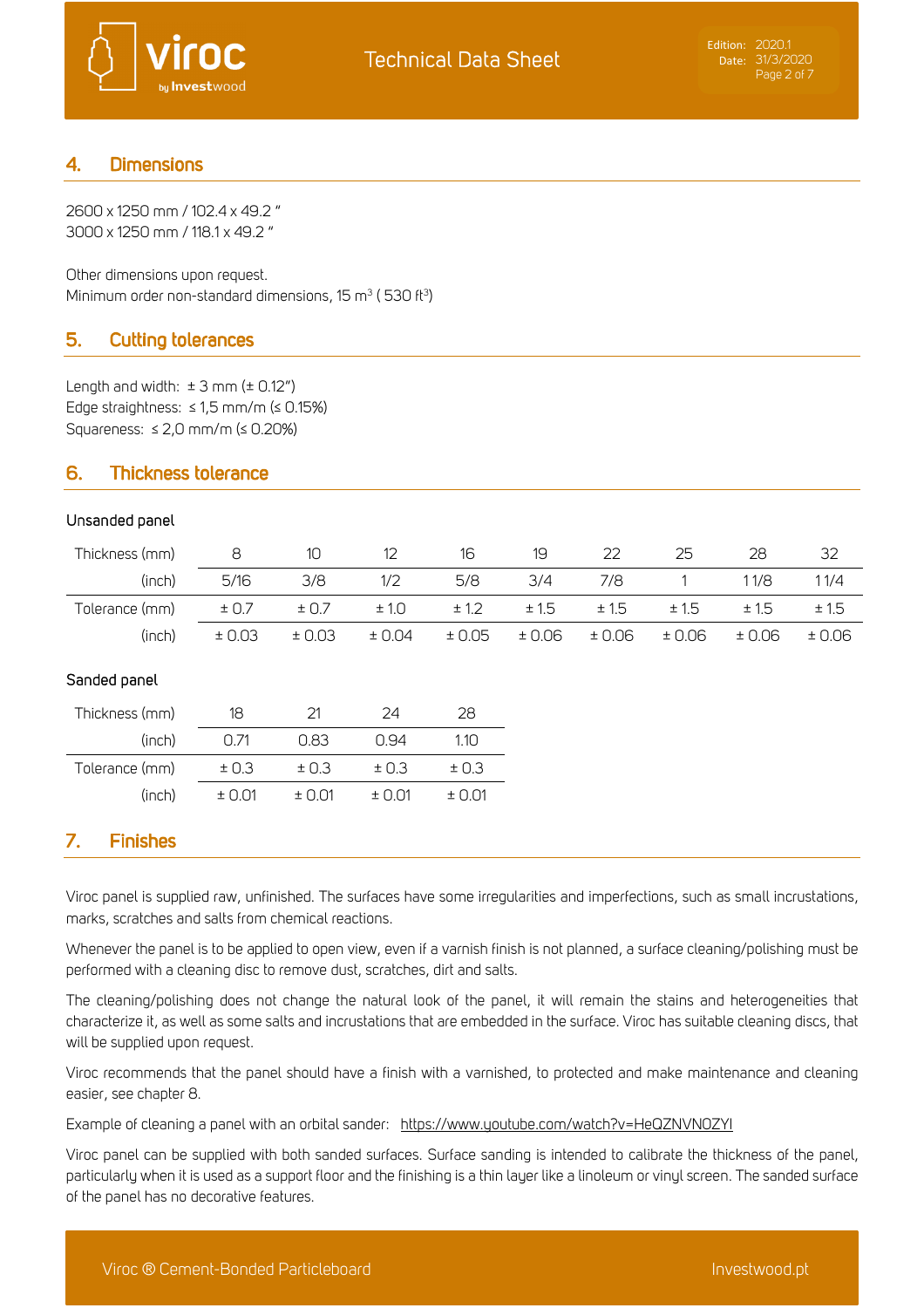## 4. Dimensions

2600 x 1250 mm / 102.4 x 49.2 "
3000 x 1250 mm / 118.1 x 49.2 "

Other dimensions upon request.
Minimum order non-standard dimensions, 15 $m^3$ ( 530 $ft^3$)

## 5. Cutting tolerances

Length and width: ± 3 mm (± 0.12")
Edge straightness: ≤ 1,5 mm/m (≤ 0.15%)
Squareness: ≤ 2,0 mm/m (≤ 0.20%)

## 6. Thickness tolerance

Unsanded panel

| Thickness (mm) | 8 | 10 | 12 | 16 | 19 | 22 | 25 | 28 | 32 |
|---|---|---|---|---|---|---|---|---|---|
| (inch) | 5/16 | 3/8 | 1/2 | 5/8 | 3/4 | 7/8 | 1 | 1 1/8 | 1 1/4 |
| Tolerance (mm) | ± 0.7 | ± 0.7 | ± 1.0 | ± 1.2 | ± 1.5 | ± 1.5 | ± 1.5 | ± 1.5 | ± 1.5 |
| (inch) | ± 0.03 | ± 0.03 | ± 0.04 | ± 0.05 | ± 0.06 | ± 0.06 | ± 0.06 | ± 0.06 | ± 0.06 |

Sanded panel

| Thickness (mm) | 18 | 21 | 24 | 28 |
|---|---|---|---|---|
| (inch) | 0.71 | 0.83 | 0.94 | 1.10 |
| Tolerance (mm) | ± 0.3 | ± 0.3 | ± 0.3 | ± 0.3 |
| (inch) | ± 0.01 | ± 0.01 | ± 0.01 | ± 0.01 |

## 7. Finishes

Viroc panel is supplied raw, unfinished. The surfaces have some irregularities and imperfections, such as small incrustations, marks, scratches and salts from chemical reactions.

Whenever the panel is to be applied to open view, even if a varnish finish is not planned, a surface cleaning/polishing must be performed with a cleaning disc to remove dust, scratches, dirt and salts.

The cleaning/polishing does not change the natural look of the panel, it will remain the stains and heterogeneities that characterize it, as well as some salts and incrustations that are embedded in the surface. Viroc has suitable cleaning discs, that will be supplied upon request.

Viroc recommends that the panel should have a finish with a varnished, to protected and make maintenance and cleaning easier, see chapter 8.

Example of cleaning a panel with an orbital sander: https://www.youtube.com/watch?v=HeQZNVNOZYI

Viroc panel can be supplied with both sanded surfaces. Surface sanding is intended to calibrate the thickness of the panel, particularly when it is used as a support floor and the finishing is a thin layer like a linoleum or vinyl screen. The sanded surface of the panel has no decorative features.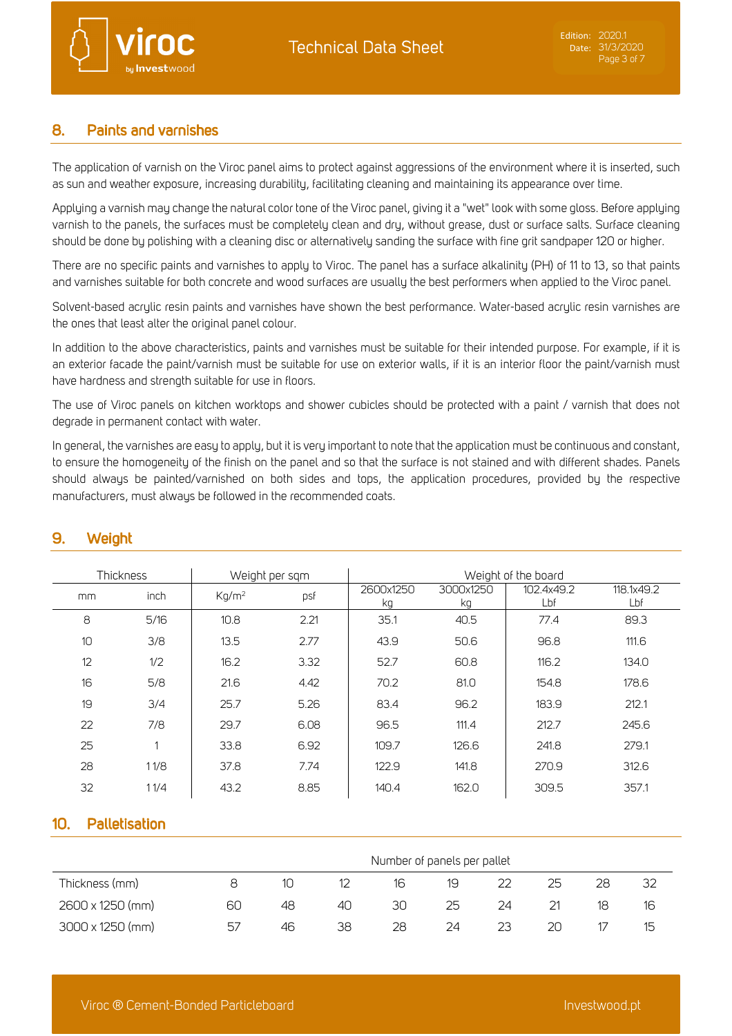## 8. Paints and varnishes

The application of varnish on the Viroc panel aims to protect against aggressions of the environment where it is inserted, such as sun and weather exposure, increasing durability, facilitating cleaning and maintaining its appearance over time.

Applying a varnish may change the natural color tone of the Viroc panel, giving it a "wet" look with some gloss. Before applying varnish to the panels, the surfaces must be completely clean and dry, without grease, dust or surface salts. Surface cleaning should be done by polishing with a cleaning disc or alternatively sanding the surface with fine grit sandpaper 120 or higher.

There are no specific paints and varnishes to apply to Viroc. The panel has a surface alkalinity (PH) of 11 to 13, so that paints and varnishes suitable for both concrete and wood surfaces are usually the best performers when applied to the Viroc panel.

Solvent-based acrylic resin paints and varnishes have shown the best performance. Water-based acrylic resin varnishes are the ones that least alter the original panel colour.

In addition to the above characteristics, paints and varnishes must be suitable for their intended purpose. For example, if it is an exterior facade the paint/varnish must be suitable for use on exterior walls, if it is an interior floor the paint/varnish must have hardness and strength suitable for use in floors.

The use of Viroc panels on kitchen worktops and shower cubicles should be protected with a paint / varnish that does not degrade in permanent contact with water.

In general, the varnishes are easy to apply, but it is very important to note that the application must be continuous and constant, to ensure the homogeneity of the finish on the panel and so that the surface is not stained and with different shades. Panels should always be painted/varnished on both sides and tops, the application procedures, provided by the respective manufacturers, must always be followed in the recommended coats.

## 9. Weight

| Thickness | | Weight per sqm | | Weight of the board | | | |
|---|---|---|---|---|---|---|---|
| mm | inch | Kg/m$^2$ | psf | 2600x1250 kg | 3000x1250 kg | 102.4x49.2 Lbf | 118.1x49.2 Lbf |
| 8 | 5/16 | 10.8 | 2.21 | 35.1 | 40.5 | 77.4 | 89.3 |
| 10 | 3/8 | 13.5 | 2.77 | 43.9 | 50.6 | 96.8 | 111.6 |
| 12 | 1/2 | 16.2 | 3.32 | 52.7 | 60.8 | 116.2 | 134.0 |
| 16 | 5/8 | 21.6 | 4.42 | 70.2 | 81.0 | 154.8 | 178.6 |
| 19 | 3/4 | 25.7 | 5.26 | 83.4 | 96.2 | 183.9 | 212.1 |
| 22 | 7/8 | 29.7 | 6.08 | 96.5 | 111.4 | 212.7 | 245.6 |
| 25 | 1 | 33.8 | 6.92 | 109.7 | 126.6 | 241.8 | 279.1 |
| 28 | 1 1/8 | 37.8 | 7.74 | 122.9 | 141.8 | 270.9 | 312.6 |
| 32 | 1 1/4 | 43.2 | 8.85 | 140.4 | 162.0 | 309.5 | 357.1 |

## 10. Palletisation

| | Number of panels per pallet | | | | | | | | |
|---|---|---|---|---|---|---|---|---|---|
| Thickness (mm) | 8 | 10 | 12 | 16 | 19 | 22 | 25 | 28 | 32 |
| 2600 x 1250 (mm) | 60 | 48 | 40 | 30 | 25 | 24 | 21 | 18 | 16 |
| 3000 x 1250 (mm) | 57 | 46 | 38 | 28 | 24 | 23 | 20 | 17 | 15 |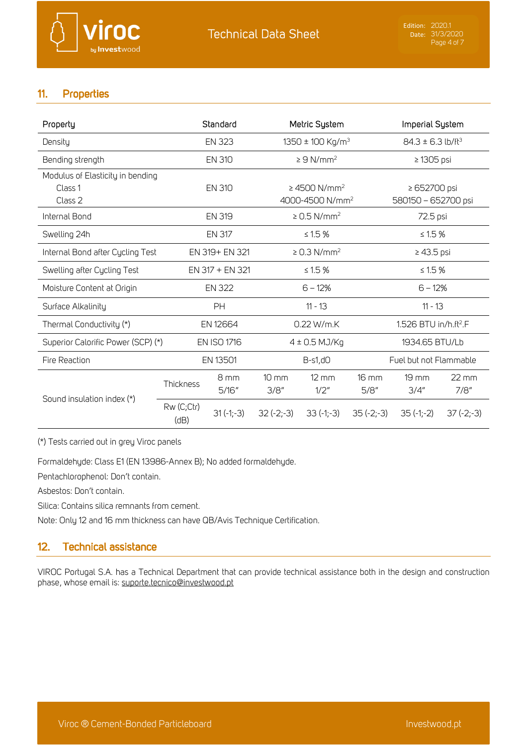## 11. Properties

| Property | Standard | Metric System | Imperial System |
|---|---|---|---|
| Density | EN 323 | 1350 ± 100 Kg/m³ | 84.3 ± 6.3 lb/ft³ |
| Bending strength | EN 310 | ≥ 9 N/mm² | ≥ 1305 psi |
| Modulus of Elasticity in bending<br>Class 1<br>Class 2 | EN 310 | ≥ 4500 N/mm²<br>4000-4500 N/mm² | ≥ 652700 psi<br>580150 – 652700 psi |
| Internal Bond | EN 319 | ≥ 0.5 N/mm² | 72.5 psi |
| Swelling 24h | EN 317 | ≤ 1.5 % | ≤ 1.5 % |
| Internal Bond after Cycling Test | EN 319+ EN 321 | ≥ 0.3 N/mm² | ≥ 43.5 psi |
| Swelling after Cycling Test | EN 317 + EN 321 | ≤ 1.5 % | ≤ 1.5 % |
| Moisture Content at Origin | EN 322 | 6 – 12% | 6 – 12% |
| Surface Alkalinity | PH | 11 - 13 | 11 - 13 |
| Thermal Conductivity (*) | EN 12664 | 0.22 W/m.K | 1.526 BTU in/h.ft².F |
| Superior Calorific Power (SCP) (*) | EN ISO 1716 | 4 ± 0.5 MJ/Kg | 1934.65 BTU/Lb |
| Fire Reaction | EN 13501 | B-s1,d0 | Fuel but not Flammable |

| Sound insulation index (*) | | | | | | | |
|---|---|---|---|---|---|---|---|
| | Thickness | 8 mm<br>5/16" | 10 mm<br>3/8" | 12 mm<br>1/2" | 16 mm<br>5/8" | 19 mm<br>3/4" | 22 mm<br>7/8" |
| | Rw (C;Ctr) (dB) | 31 (-1;-3) | 32 (-2;-3) | 33 (-1;-3) | 35 (-2;-3) | 35 (-1;-2) | 37 (-2;-3) |

(*) Tests carried out in grey Viroc panels

Formaldehyde: Class E1 (EN 13986-Annex B); No added formaldehyde.

Pentachlorophenol: Don't contain.

Asbestos: Don't contain.

Silica: Contains silica remnants from cement.

Note: Only 12 and 16 mm thickness can have QB/Avis Technique Certification.

## 12. Technical assistance

VIROC Portugal S.A. has a Technical Department that can provide technical assistance both in the design and construction phase, whose email is: suporte.tecnico@investwood.pt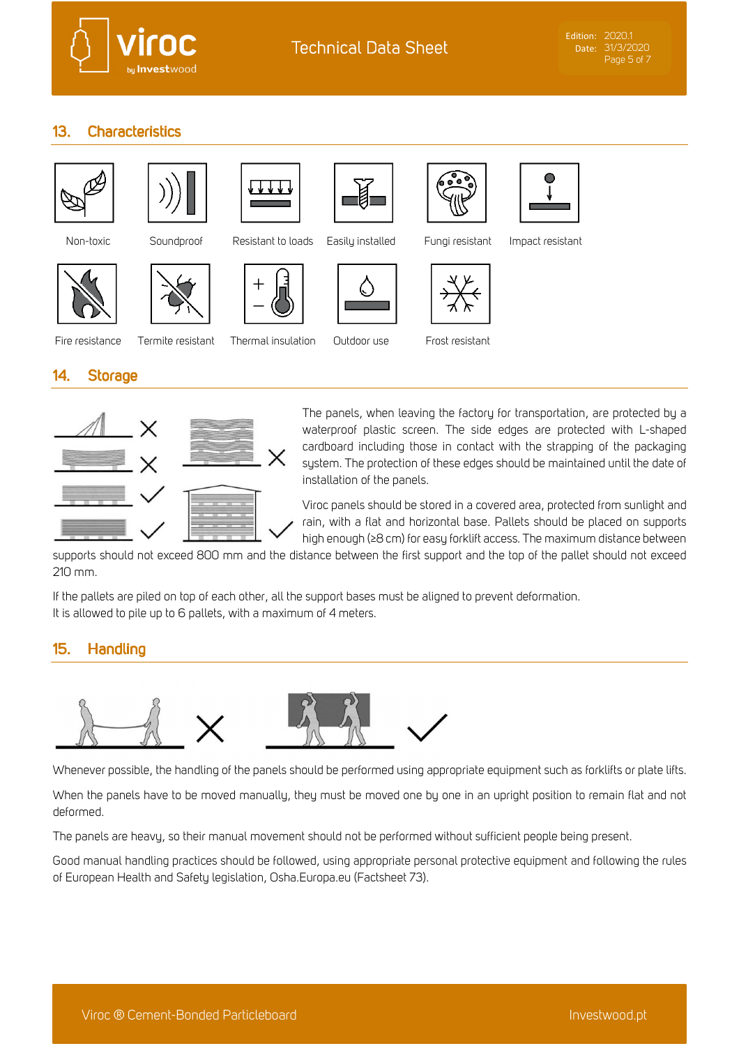## 13. Characteristics

Non-toxic

Soundproof

Resistant to loads

Easily installed

Fungi resistant

Impact resistant

Fire resistance

Termite resistant

Thermal insulation

Outdoor use

Frost resistant

## 14. Storage

The panels, when leaving the factory for transportation, are protected by a waterproof plastic screen. The side edges are protected with L-shaped cardboard including those in contact with the strapping of the packaging system. The protection of these edges should be maintained until the date of installation of the panels.

Viroc panels should be stored in a covered area, protected from sunlight and rain, with a flat and horizontal base. Pallets should be placed on supports high enough (≥8 cm) for easy forklift access. The maximum distance between supports should not exceed 800 mm and the distance between the first support and the top of the pallet should not exceed 210 mm.

If the pallets are piled on top of each other, all the support bases must be aligned to prevent deformation.
It is allowed to pile up to 6 pallets, with a maximum of 4 meters.

## 15. Handling

Whenever possible, the handling of the panels should be performed using appropriate equipment such as forklifts or plate lifts.

When the panels have to be moved manually, they must be moved one by one in an upright position to remain flat and not deformed.

The panels are heavy, so their manual movement should not be performed without sufficient people being present.

Good manual handling practices should be followed, using appropriate personal protective equipment and following the rules of European Health and Safety legislation, Osha.Europa.eu (Factsheet 73).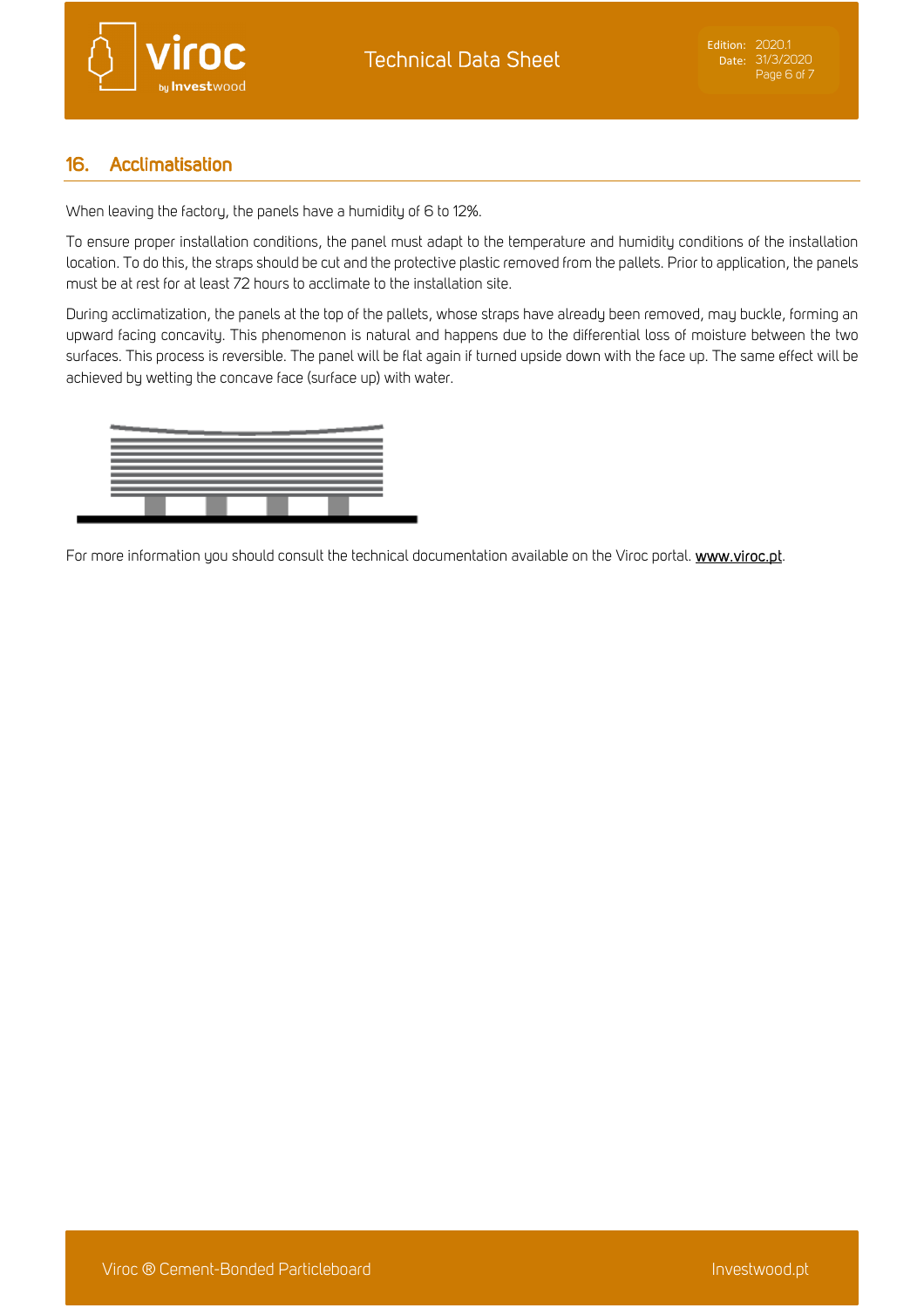## 16. Acclimatisation

When leaving the factory, the panels have a humidity of 6 to 12%.

To ensure proper installation conditions, the panel must adapt to the temperature and humidity conditions of the installation location. To do this, the straps should be cut and the protective plastic removed from the pallets. Prior to application, the panels must be at rest for at least 72 hours to acclimate to the installation site.

During acclimatization, the panels at the top of the pallets, whose straps have already been removed, may buckle, forming an upward facing concavity. This phenomenon is natural and happens due to the differential loss of moisture between the two surfaces. This process is reversible. The panel will be flat again if turned upside down with the face up. The same effect will be achieved by wetting the concave face (surface up) with water.

For more information you should consult the technical documentation available on the Viroc portal. www.viroc.pt.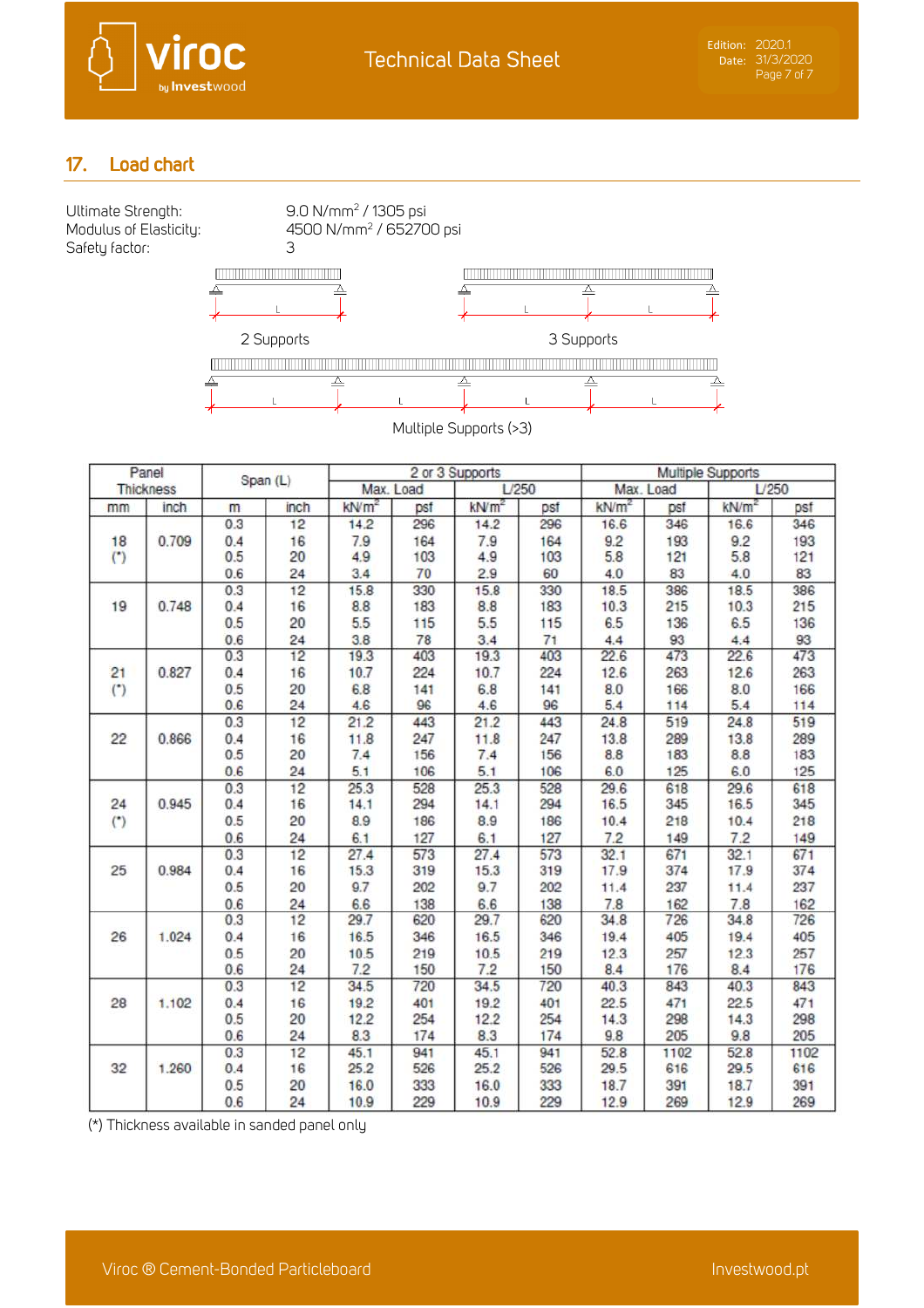## 17. Load chart

Ultimate Strength: 9.0 N/mm² / 1305 psi
Modulus of Elasticity: 4500 N/mm² / 652700 psi
Safety factor: 3

L L L L L L L

2 Supports

3 Supports

Multiple Supports (>3)

| Panel Thickness | | Span (L) | | 2 or 3 Supports | | | | Multiple Supports | | | |
|---|---|---|---|---|---|---|---|---|---|---|---|
| | | | | Max. Load | | L/250 | | Max. Load | | L/250 | |
| mm | inch | m | inch | kN/m² | psf | kN/m² | psf | kN/m² | psf | kN/m² | psf |
| 18 (*) | 0.709 | 0.3 | 12 | 14.2 | 296 | 14.2 | 296 | 16.6 | 346 | 16.6 | 346 |
| | | 0.4 | 16 | 7.9 | 164 | 7.9 | 164 | 9.2 | 193 | 9.2 | 193 |
| | | 0.5 | 20 | 4.9 | 103 | 4.9 | 103 | 5.8 | 121 | 5.8 | 121 |
| | | 0.6 | 24 | 3.4 | 70 | 2.9 | 60 | 4.0 | 83 | 4.0 | 83 |
| 19 | 0.748 | 0.3 | 12 | 15.8 | 330 | 15.8 | 330 | 18.5 | 386 | 18.5 | 386 |
| | | 0.4 | 16 | 8.8 | 183 | 8.8 | 183 | 10.3 | 215 | 10.3 | 215 |
| | | 0.5 | 20 | 5.5 | 115 | 5.5 | 115 | 6.5 | 136 | 6.5 | 136 |
| | | 0.6 | 24 | 3.8 | 78 | 3.4 | 71 | 4.4 | 93 | 4.4 | 93 |
| 21 (*) | 0.827 | 0.3 | 12 | 19.3 | 403 | 19.3 | 403 | 22.6 | 473 | 22.6 | 473 |
| | | 0.4 | 16 | 10.7 | 224 | 10.7 | 224 | 12.6 | 263 | 12.6 | 263 |
| | | 0.5 | 20 | 6.8 | 141 | 6.8 | 141 | 8.0 | 166 | 8.0 | 166 |
| | | 0.6 | 24 | 4.6 | 96 | 4.6 | 96 | 5.4 | 114 | 5.4 | 114 |
| 22 | 0.866 | 0.3 | 12 | 21.2 | 443 | 21.2 | 443 | 24.8 | 519 | 24.8 | 519 |
| | | 0.4 | 16 | 11.8 | 247 | 11.8 | 247 | 13.8 | 289 | 13.8 | 289 |
| | | 0.5 | 20 | 7.4 | 156 | 7.4 | 156 | 8.8 | 183 | 8.8 | 183 |
| | | 0.6 | 24 | 5.1 | 106 | 5.1 | 106 | 6.0 | 125 | 6.0 | 125 |
| 24 (*) | 0.945 | 0.3 | 12 | 25.3 | 528 | 25.3 | 528 | 29.6 | 618 | 29.6 | 618 |
| | | 0.4 | 16 | 14.1 | 294 | 14.1 | 294 | 16.5 | 345 | 16.5 | 345 |
| | | 0.5 | 20 | 8.9 | 186 | 8.9 | 186 | 10.4 | 218 | 10.4 | 218 |
| | | 0.6 | 24 | 6.1 | 127 | 6.1 | 127 | 7.2 | 149 | 7.2 | 149 |
| 25 | 0.984 | 0.3 | 12 | 27.4 | 573 | 27.4 | 573 | 32.1 | 671 | 32.1 | 671 |
| | | 0.4 | 16 | 15.3 | 319 | 15.3 | 319 | 17.9 | 374 | 17.9 | 374 |
| | | 0.5 | 20 | 9.7 | 202 | 9.7 | 202 | 11.4 | 237 | 11.4 | 237 |
| | | 0.6 | 24 | 6.6 | 138 | 6.6 | 138 | 7.8 | 162 | 7.8 | 162 |
| 26 | 1.024 | 0.3 | 12 | 29.7 | 620 | 29.7 | 620 | 34.8 | 726 | 34.8 | 726 |
| | | 0.4 | 16 | 16.5 | 346 | 16.5 | 346 | 19.4 | 405 | 19.4 | 405 |
| | | 0.5 | 20 | 10.5 | 219 | 10.5 | 219 | 12.3 | 257 | 12.3 | 257 |
| | | 0.6 | 24 | 7.2 | 150 | 7.2 | 150 | 8.4 | 176 | 8.4 | 176 |
| 28 | 1.102 | 0.3 | 12 | 34.5 | 720 | 34.5 | 720 | 40.3 | 843 | 40.3 | 843 |
| | | 0.4 | 16 | 19.2 | 401 | 19.2 | 401 | 22.5 | 471 | 22.5 | 471 |
| | | 0.5 | 20 | 12.2 | 254 | 12.2 | 254 | 14.3 | 298 | 14.3 | 298 |
| | | 0.6 | 24 | 8.3 | 174 | 8.3 | 174 | 9.8 | 205 | 9.8 | 205 |
| 32 | 1.260 | 0.3 | 12 | 45.1 | 941 | 45.1 | 941 | 52.8 | 1102 | 52.8 | 1102 |
| | | 0.4 | 16 | 25.2 | 526 | 25.2 | 526 | 29.5 | 616 | 29.5 | 616 |
| | | 0.5 | 20 | 16.0 | 333 | 16.0 | 333 | 18.7 | 391 | 18.7 | 391 |
| | | 0.6 | 24 | 10.9 | 229 | 10.9 | 229 | 12.9 | 269 | 12.9 | 269 |

(*) Thickness available in sanded panel only